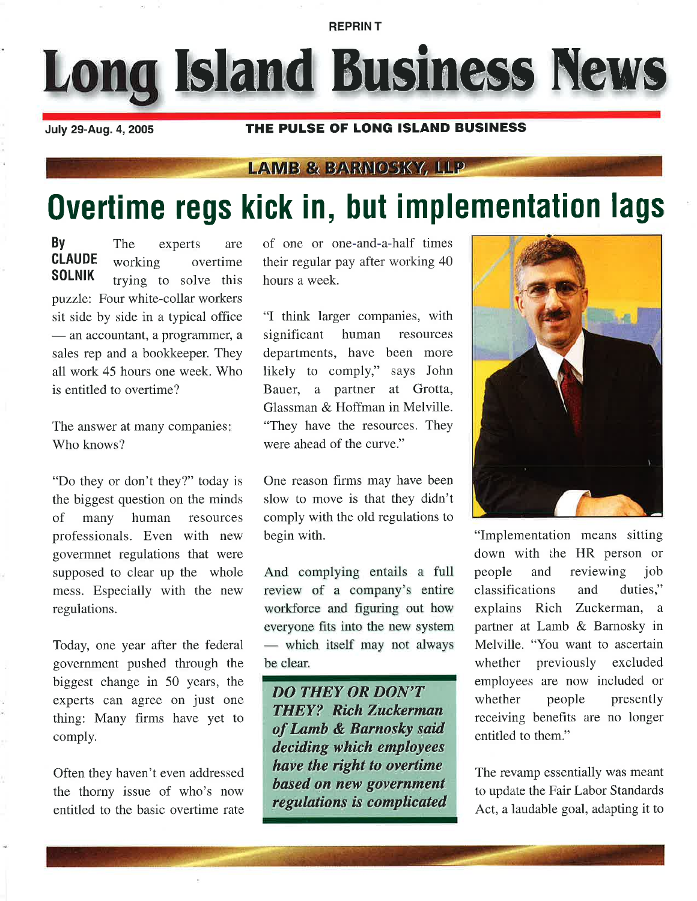REPRIN T

# Long Island Business News

July 29-Aug. 4, 2005

**THE PULSE OF LONG ISLAND BUSINESS**

**LAMB & BARNOSKY, LLP**

# Overtime regs kick in, but implementation lags

**By CLAUDE SOLNIK**

The experts are working overtime trying to solve this puzzle: Four white-collar workers sit side by side in a typical office — an accountant, a programmer, a sales rep and a bookkeeper. They all work 45 hours one week. Who is entitled to overtime?

The answer at many companies: Who knows?

"Do they or don't they?" today is the biggest question on the minds of many human resources professionals. Even with new govermnet regulations that were supposed to clear up the whole mess. Especially with the new regulations.

Today, one year after the federal government pushed through the biggest change in 50 years, the experts can agree on just one thing: Many firms have yet to comply.

Often they haven't even addressed the thorny issue of who's now entitled to the basic overtime rate of one or one-and-a-half times their regular pay after working 40 hours a week.

"I think larger companies, with significant human resources departments, have been more likely to comply," says John Bauer, a partner at Grotta, Glassman & Hoffman in Melville. "They have the resources. They were ahead of the curve."

One reason firms may have been slow to move is that they didn't comply with the old regulations to begin with.

And complying entails a full review of a company's entire workforce and figuring out how everyone fits into the new system — which itself may not always be clear.

***DO THEY OR DON'T THEY? Rich Zuckerman of Lamb & Barnosky said deciding which employees have the right to overtime based on new government regulations is complicated***

"Implementation means sitting down with the HR person or people and reviewing job classifications and duties," explains Rich Zuckerman, a partner at Lamb & Barnosky in Melville. "You want to ascertain whether previously excluded employees are now included or whether people presently receiving benefits are no longer entitled to them."

The revamp essentially was meant to update the Fair Labor Standards Act, a laudable goal, adapting it to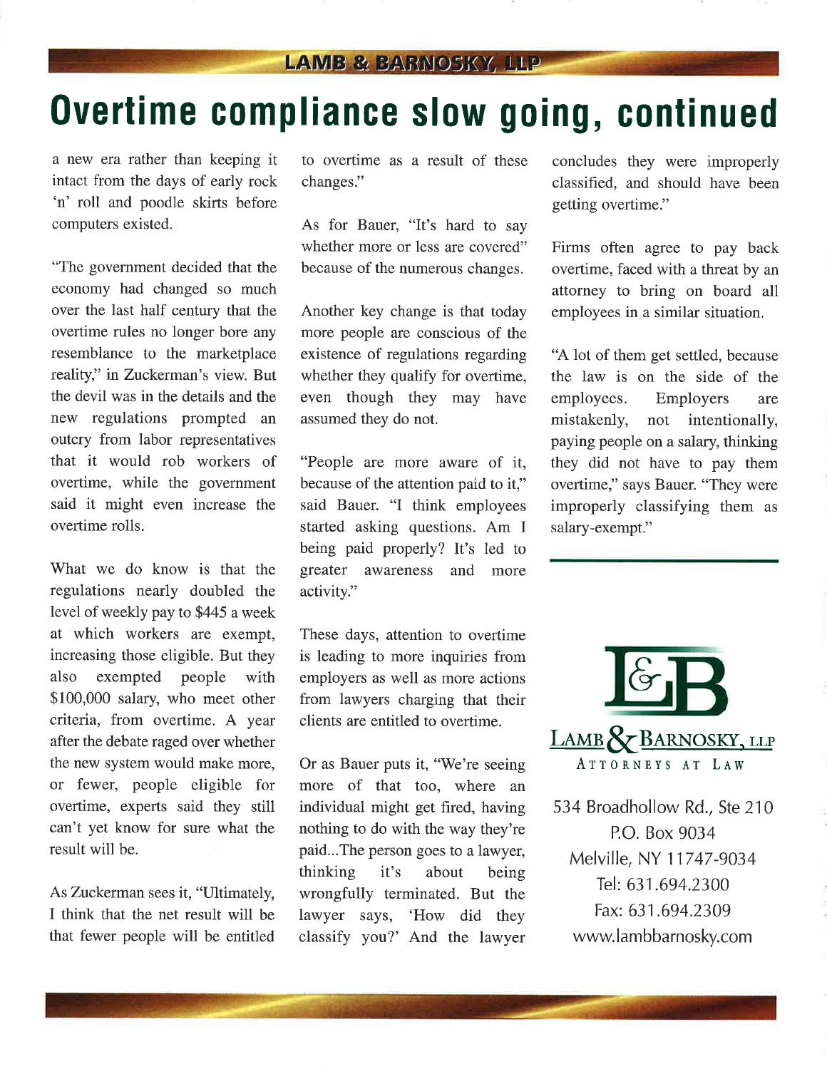# Overtime compliance slow going, continued

a new era rather than keeping it intact from the days of early rock 'n' roll and poodle skirts before computers existed.

"The government decided that the economy had changed so much over the last half century that the overtime rules no longer bore any resemblance to the marketplace reality," in Zuckerman's view. But the devil was in the details and the new regulations prompted an outcry from labor representatives that it would rob workers of overtime, while the government said it might even increase the overtime rolls.

What we do know is that the regulations nearly doubled the level of weekly pay to $445 a week at which workers are exempt, increasing those eligible. But they also exempted people with $100,000 salary, who meet other criteria, from overtime. A year after the debate raged over whether the new system would make more, or fewer, people eligible for overtime, experts said they still can't yet know for sure what the result will be.

As Zuckerman sees it, "Ultimately, I think that the net result will be that fewer people will be entitled to overtime as a result of these changes."

As for Bauer, "It's hard to say whether more or less are covered" because of the numerous changes.

Another key change is that today more people are conscious of the existence of regulations regarding whether they qualify for overtime, even though they may have assumed they do not.

"People are more aware of it, because of the attention paid to it," said Bauer. "I think employees started asking questions. Am I being paid properly? It's led to greater awareness and more activity."

These days, attention to overtime is leading to more inquiries from employers as well as more actions from lawyers charging that their clients are entitled to overtime.

Or as Bauer puts it, "We're seeing more of that too, where an individual might get fired, having nothing to do with the way they're paid...The person goes to a lawyer, thinking it's about being wrongfully terminated. But the lawyer says, 'How did they classify you?' And the lawyer concludes they were improperly classified, and should have been getting overtime."

Firms often agree to pay back overtime, faced with a threat by an attorney to bring on board all employees in a similar situation.

"A lot of them get settled, because the law is on the side of the employees. Employers are mistakenly, not intentionally, paying people on a salary, thinking they did not have to pay them overtime," says Bauer. "They were improperly classifying them as salary-exempt."

---

L&B

LAMB & BARNOSKY, LLP
ATTORNEYS AT LAW

534 Broadhollow Rd., Ste 210
P.O. Box 9034
Melville, NY 11747-9034
Tel: 631.694.2300
Fax: 631.694.2309
www.lambbarnosky.com